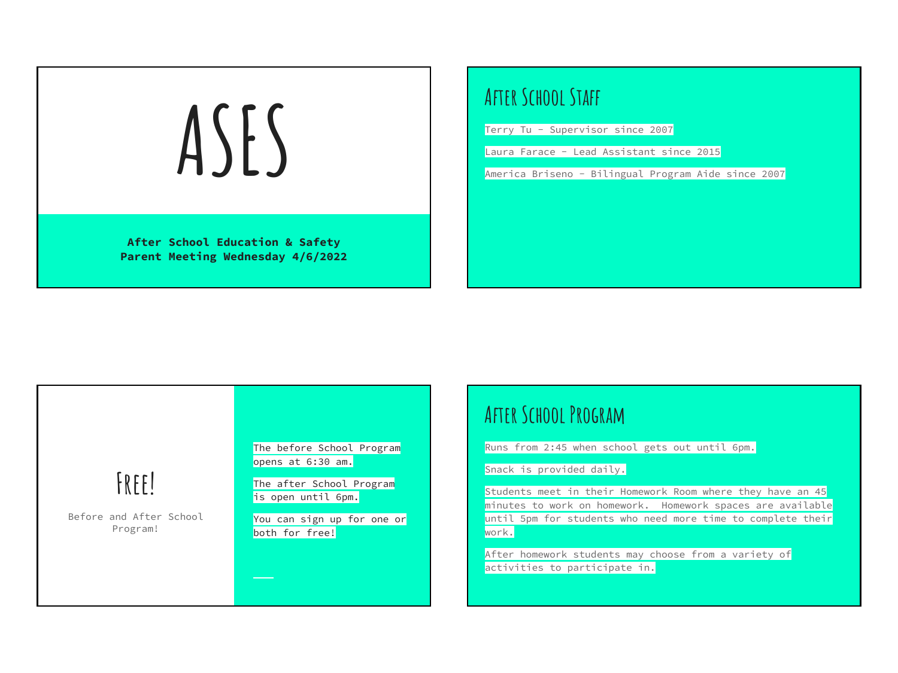# ASES

**After School Education & Safety**
**Parent Meeting Wednesday 4/6/2022**

## After School Staff

Terry Tu - Supervisor since 2007

Laura Farace - Lead Assistant since 2015

America Briseno - Bilingual Program Aide since 2007

## Free!

Before and After School Program!

The before School Program opens at 6:30 am.

The after School Program is open until 6pm.

You can sign up for one or both for free!

## After School Program

Runs from 2:45 when school gets out until 6pm.

Snack is provided daily.

Students meet in their Homework Room where they have an 45 minutes to work on homework. Homework spaces are available until 5pm for students who need more time to complete their work.

After homework students may choose from a variety of activities to participate in.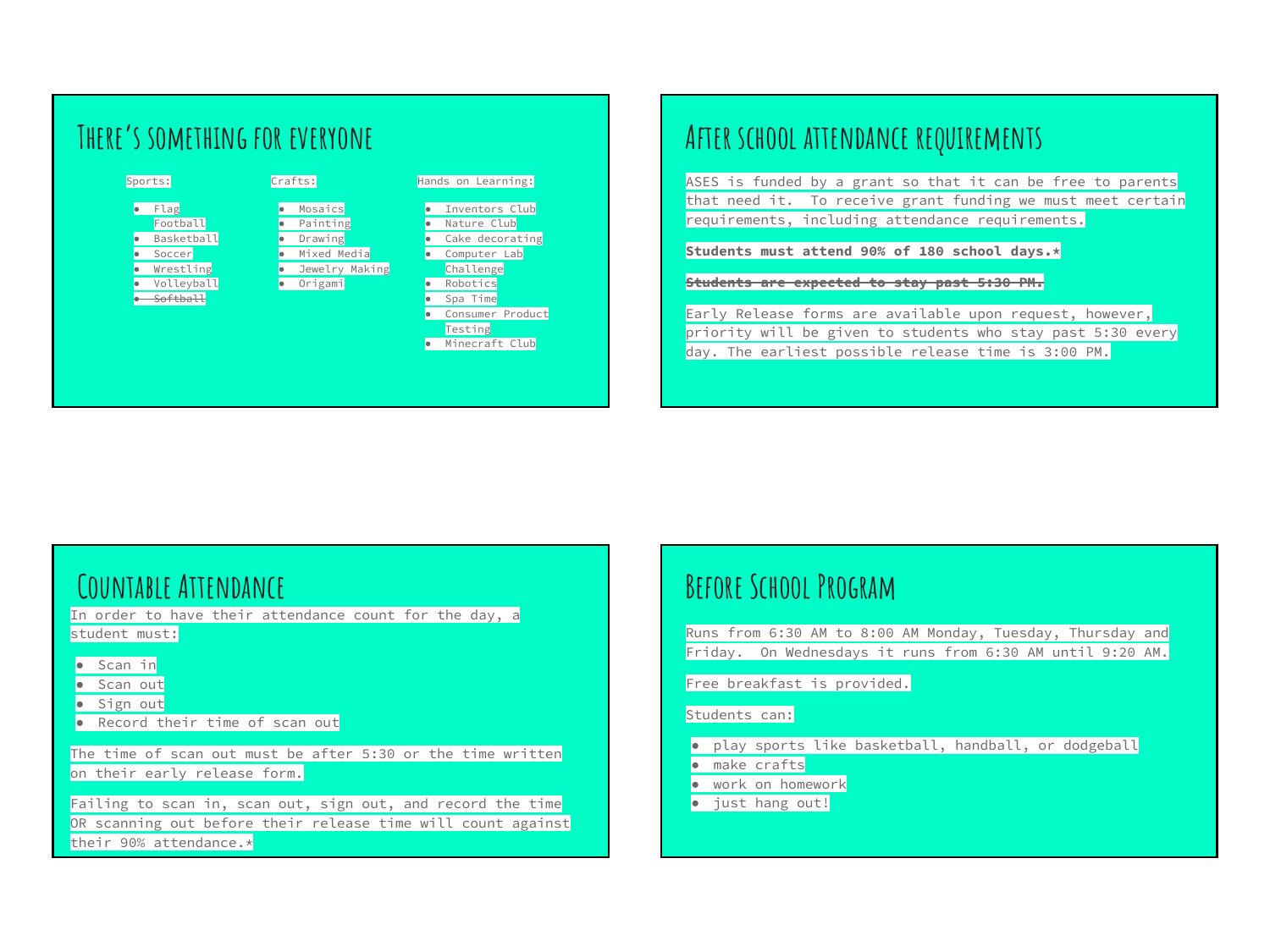## There's something for everyone

Sports:

- Flag Football
- Basketball
- Soccer
- Wrestling
- Volleyball
- ~~Softball~~

Crafts:

- Mosaics
- Painting
- Drawing
- Mixed Media
- Jewelry Making
- Origami

Hands on Learning:

- Inventors Club
- Nature Club
- Cake decorating
- Computer Lab Challenge
- Robotics
- Spa Time
- Consumer Product Testing
- Minecraft Club

## After school attendance requirements

ASES is funded by a grant so that it can be free to parents that need it. To receive grant funding we must meet certain requirements, including attendance requirements.

**Students must attend 90% of 180 school days.***

~~**Students are expected to stay past 5:30 PM.**~~

Early Release forms are available upon request, however, priority will be given to students who stay past 5:30 every day. The earliest possible release time is 3:00 PM.

## Countable Attendance

In order to have their attendance count for the day, a student must:

- Scan in
- Scan out
- Sign out
- Record their time of scan out

The time of scan out must be after 5:30 or the time written on their early release form.

Failing to scan in, scan out, sign out, and record the time OR scanning out before their release time will count against their 90% attendance.*

## Before School Program

Runs from 6:30 AM to 8:00 AM Monday, Tuesday, Thursday and Friday. On Wednesdays it runs from 6:30 AM until 9:20 AM.

Free breakfast is provided.

Students can:

- play sports like basketball, handball, or dodgeball
- make crafts
- work on homework
- just hang out!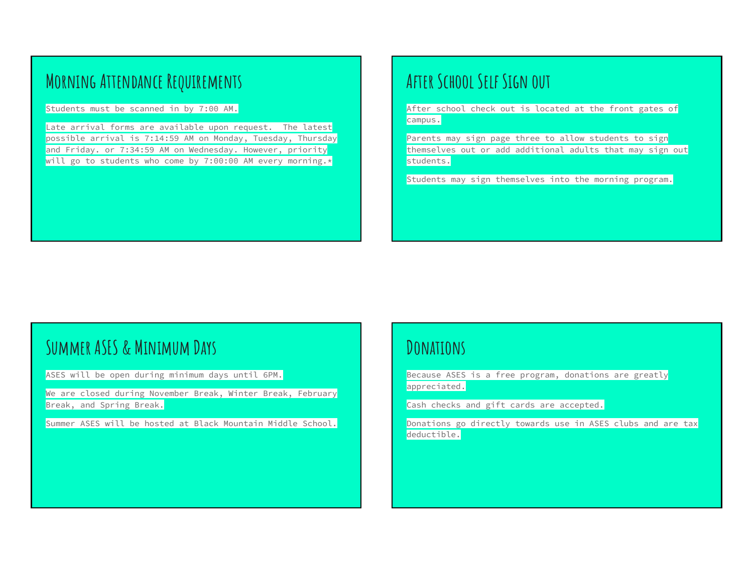## Morning Attendance Requirements

Students must be scanned in by 7:00 AM.

Late arrival forms are available upon request.  The latest possible arrival is 7:14:59 AM on Monday, Tuesday, Thursday and Friday. or 7:34:59 AM on Wednesday. However, priority will go to students who come by 7:00:00 AM every morning.*

## After School Self Sign out

After school check out is located at the front gates of campus.

Parents may sign page three to allow students to sign themselves out or add additional adults that may sign out students.

Students may sign themselves into the morning program.

## Summer ASES & Minimum Days

ASES will be open during minimum days until 6PM.

We are closed during November Break, Winter Break, February Break, and Spring Break.

Summer ASES will be hosted at Black Mountain Middle School.

## Donations

Because ASES is a free program, donations are greatly appreciated.

Cash checks and gift cards are accepted.

Donations go directly towards use in ASES clubs and are tax deductible.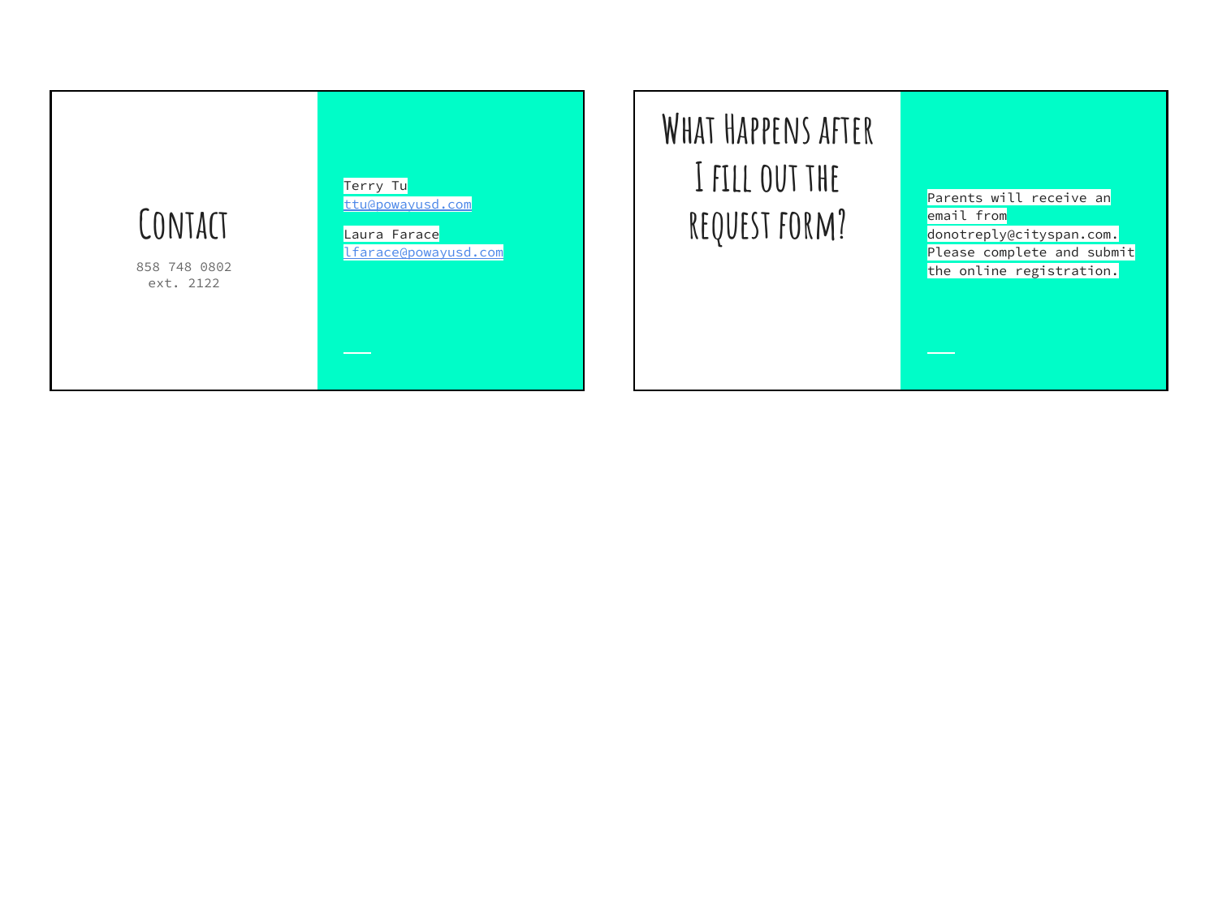# Contact

858 748 0802
ext. 2122

Terry Tu
ttu@powayusd.com

Laura Farace
lfarace@powayusd.com

# What Happens after I fill out the request form?

Parents will receive an email from donotreply@cityspan.com. Please complete and submit the online registration.